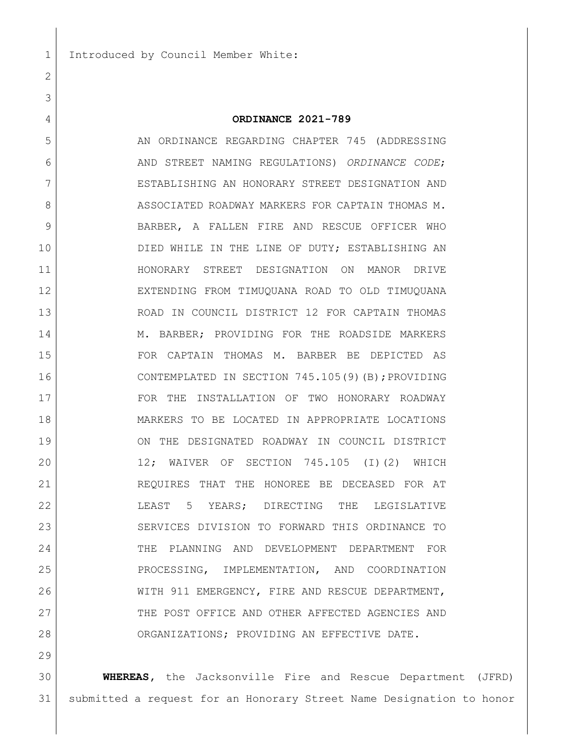Introduced by Council Member White:

**ORDINANCE 2021-789**

AN ORDINANCE REGARDING CHAPTER 745 (ADDRESSING AND STREET NAMING REGULATIONS) *ORDINANCE CODE*; ESTABLISHING AN HONORARY STREET DESIGNATION AND ASSOCIATED ROADWAY MARKERS FOR CAPTAIN THOMAS M. BARBER, A FALLEN FIRE AND RESCUE OFFICER WHO DIED WHILE IN THE LINE OF DUTY; ESTABLISHING AN HONORARY STREET DESIGNATION ON MANOR DRIVE EXTENDING FROM TIMUQUANA ROAD TO OLD TIMUQUANA ROAD IN COUNCIL DISTRICT 12 FOR CAPTAIN THOMAS M. BARBER; PROVIDING FOR THE ROADSIDE MARKERS FOR CAPTAIN THOMAS M. BARBER BE DEPICTED AS CONTEMPLATED IN SECTION 745.105(9)(B);PROVIDING FOR THE INSTALLATION OF TWO HONORARY ROADWAY MARKERS TO BE LOCATED IN APPROPRIATE LOCATIONS ON THE DESIGNATED ROADWAY IN COUNCIL DISTRICT 12; WAIVER OF SECTION 745.105 (I)(2) WHICH REQUIRES THAT THE HONOREE BE DECEASED FOR AT LEAST 5 YEARS; DIRECTING THE LEGISLATIVE SERVICES DIVISION TO FORWARD THIS ORDINANCE TO THE PLANNING AND DEVELOPMENT DEPARTMENT FOR PROCESSING, IMPLEMENTATION, AND COORDINATION WITH 911 EMERGENCY, FIRE AND RESCUE DEPARTMENT, THE POST OFFICE AND OTHER AFFECTED AGENCIES AND ORGANIZATIONS; PROVIDING AN EFFECTIVE DATE.

**WHEREAS**, the Jacksonville Fire and Rescue Department (JFRD) submitted a request for an Honorary Street Name Designation to honor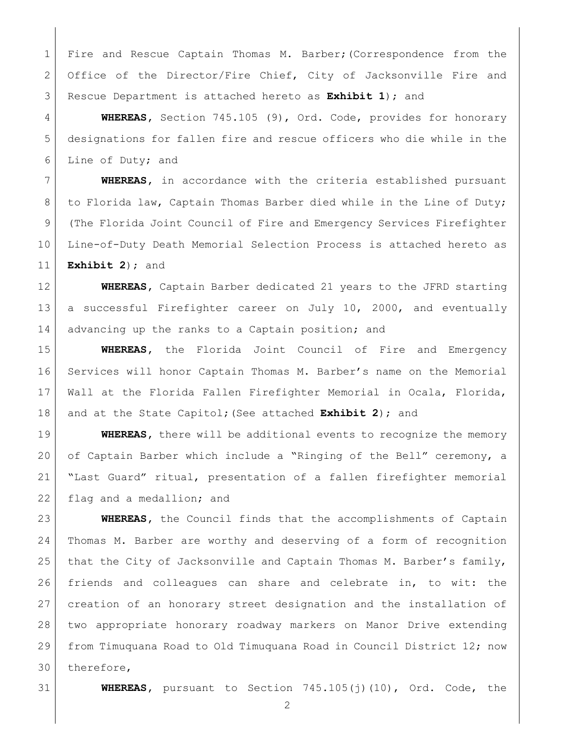Fire and Rescue Captain Thomas M. Barber;(Correspondence from the Office of the Director/Fire Chief, City of Jacksonville Fire and Rescue Department is attached hereto as **Exhibit 1**); and

**WHEREAS**, Section 745.105 (9), Ord. Code, provides for honorary designations for fallen fire and rescue officers who die while in the Line of Duty; and

**WHEREAS**, in accordance with the criteria established pursuant to Florida law, Captain Thomas Barber died while in the Line of Duty; (The Florida Joint Council of Fire and Emergency Services Firefighter Line-of-Duty Death Memorial Selection Process is attached hereto as **Exhibit 2**); and

**WHEREAS**, Captain Barber dedicated 21 years to the JFRD starting a successful Firefighter career on July 10, 2000, and eventually advancing up the ranks to a Captain position; and

**WHEREAS**, the Florida Joint Council of Fire and Emergency Services will honor Captain Thomas M. Barber's name on the Memorial Wall at the Florida Fallen Firefighter Memorial in Ocala, Florida, and at the State Capitol;(See attached **Exhibit 2**); and

**WHEREAS**, there will be additional events to recognize the memory of Captain Barber which include a "Ringing of the Bell" ceremony, a "Last Guard" ritual, presentation of a fallen firefighter memorial flag and a medallion; and

**WHEREAS**, the Council finds that the accomplishments of Captain Thomas M. Barber are worthy and deserving of a form of recognition that the City of Jacksonville and Captain Thomas M. Barber's family, friends and colleagues can share and celebrate in, to wit: the creation of an honorary street designation and the installation of two appropriate honorary roadway markers on Manor Drive extending from Timuquana Road to Old Timuquana Road in Council District 12; now therefore,

**WHEREAS**, pursuant to Section 745.105(j)(10), Ord. Code, the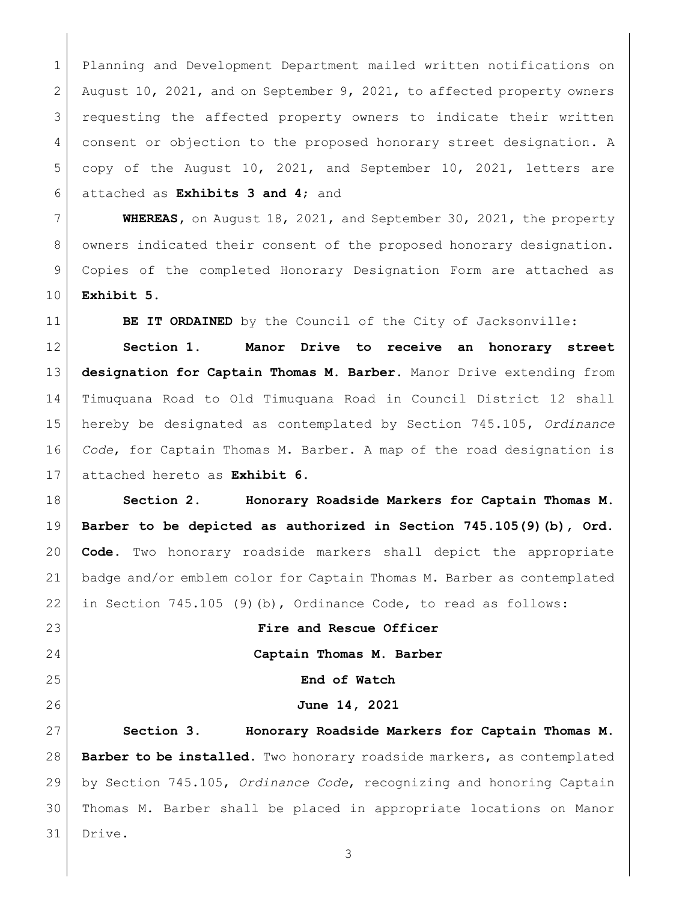Planning and Development Department mailed written notifications on August 10, 2021, and on September 9, 2021, to affected property owners requesting the affected property owners to indicate their written consent or objection to the proposed honorary street designation. A copy of the August 10, 2021, and September 10, 2021, letters are attached as **Exhibits 3 and 4**; and

**WHEREAS**, on August 18, 2021, and September 30, 2021, the property owners indicated their consent of the proposed honorary designation. Copies of the completed Honorary Designation Form are attached as **Exhibit 5**.

**BE IT ORDAINED** by the Council of the City of Jacksonville:

**Section 1. Manor Drive to receive an honorary street designation for Captain Thomas M. Barber.** Manor Drive extending from Timuquana Road to Old Timuquana Road in Council District 12 shall hereby be designated as contemplated by Section 745.105, *Ordinance Code*, for Captain Thomas M. Barber. A map of the road designation is attached hereto as **Exhibit 6**.

**Section 2. Honorary Roadside Markers for Captain Thomas M. Barber to be depicted as authorized in Section 745.105(9)(b), Ord. Code.** Two honorary roadside markers shall depict the appropriate badge and/or emblem color for Captain Thomas M. Barber as contemplated in Section 745.105 (9)(b), Ordinance Code, to read as follows:

**Fire and Rescue Officer**

**Captain Thomas M. Barber**

**End of Watch**

**June 14, 2021**

**Section 3. Honorary Roadside Markers for Captain Thomas M. Barber to be installed.** Two honorary roadside markers, as contemplated by Section 745.105, *Ordinance Code*, recognizing and honoring Captain Thomas M. Barber shall be placed in appropriate locations on Manor Drive.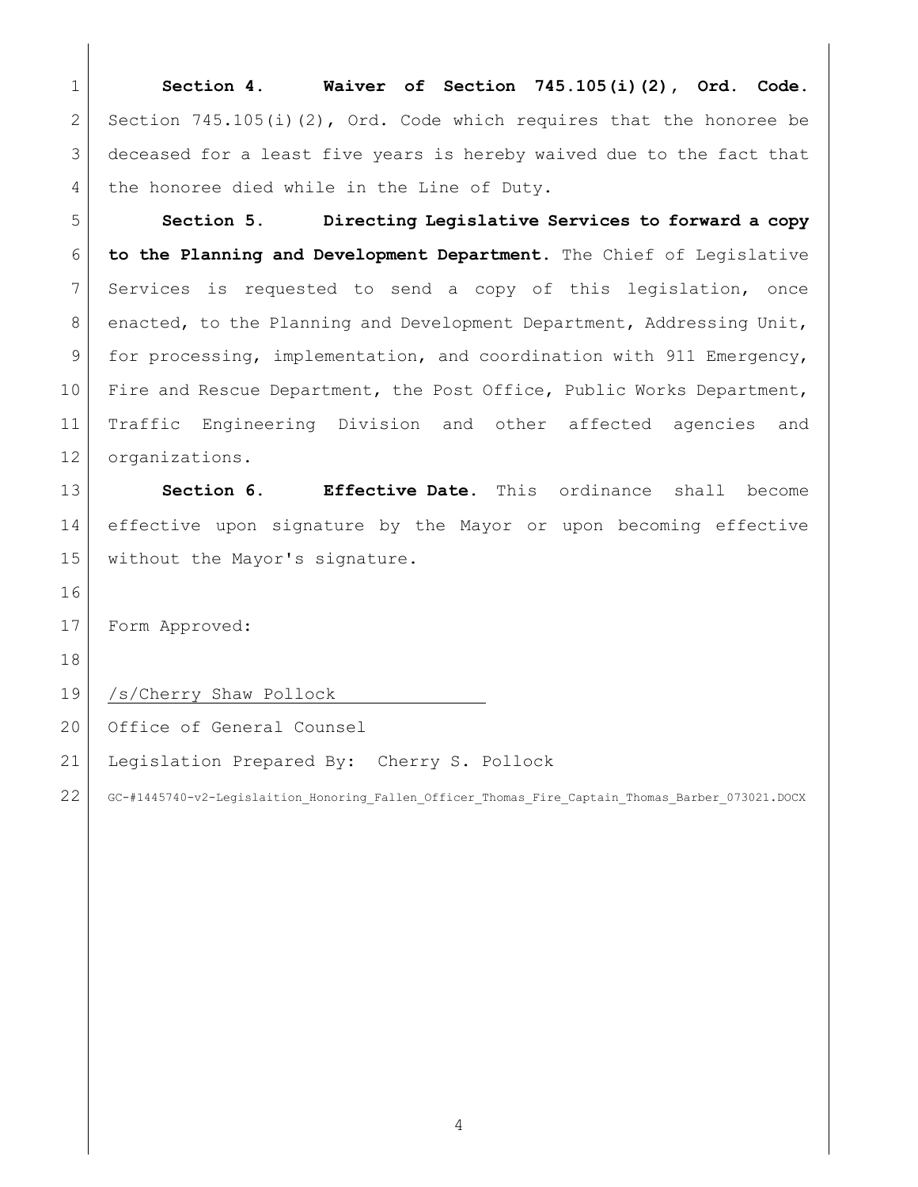**Section 4. Waiver of Section 745.105(i)(2), Ord. Code.** Section 745.105(i)(2), Ord. Code which requires that the honoree be deceased for a least five years is hereby waived due to the fact that the honoree died while in the Line of Duty.

**Section 5. Directing Legislative Services to forward a copy to the Planning and Development Department.** The Chief of Legislative Services is requested to send a copy of this legislation, once enacted, to the Planning and Development Department, Addressing Unit, for processing, implementation, and coordination with 911 Emergency, Fire and Rescue Department, the Post Office, Public Works Department, Traffic Engineering Division and other affected agencies and organizations.

**Section 6. Effective Date.** This ordinance shall become effective upon signature by the Mayor or upon becoming effective without the Mayor's signature.

Form Approved:

/s/Cherry Shaw Pollock

Office of General Counsel

Legislation Prepared By: Cherry S. Pollock

GC-#1445740-v2-Legislaition_Honoring_Fallen_Officer_Thomas_Fire_Captain_Thomas_Barber_073021.DOCX